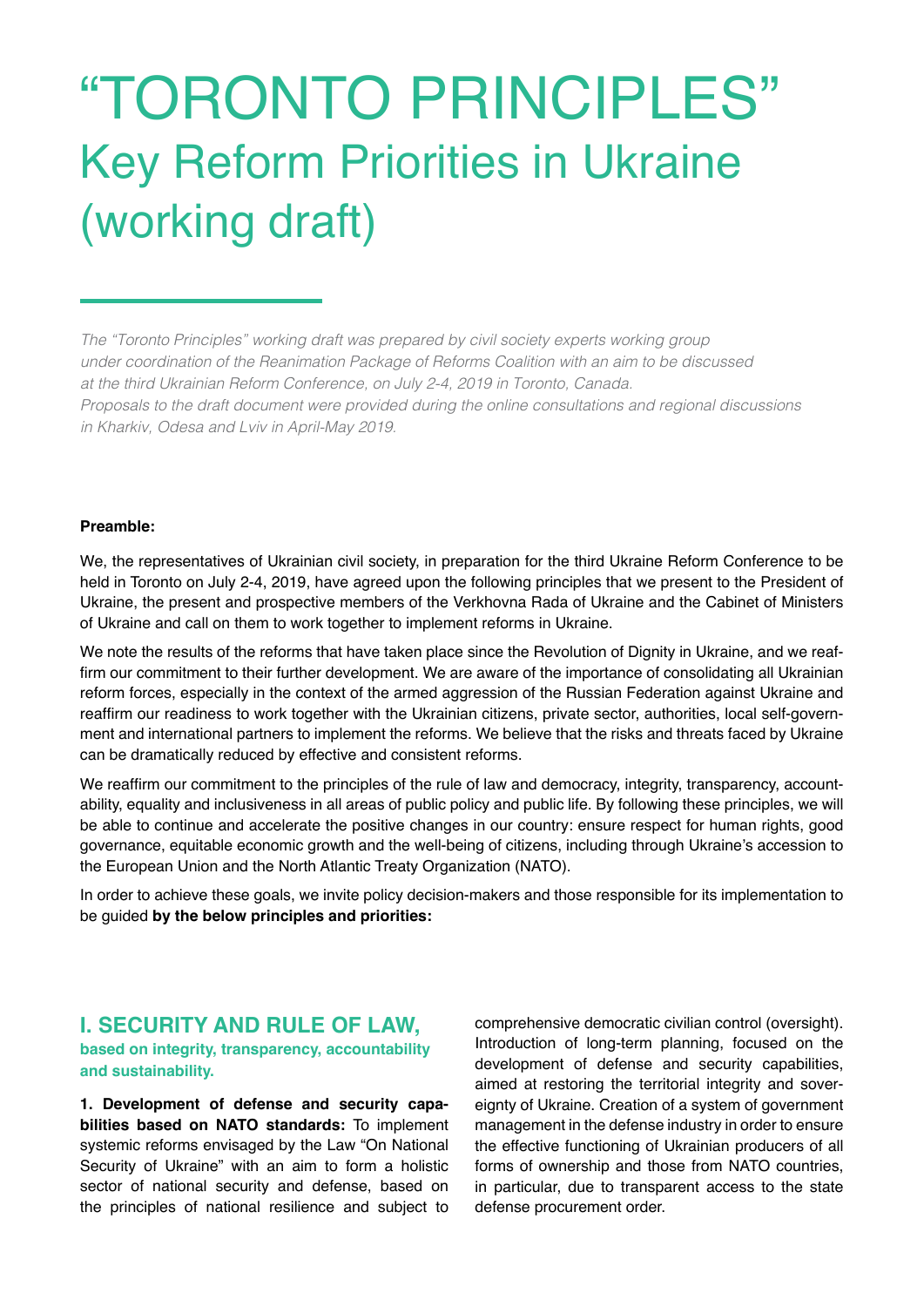# "TORONTO PRINCIPLES"

## Key Reform Priorities in Ukraine (working draft)

*The "Toronto Principles" working draft was prepared by civil society experts working group under coordination of the Reanimation Package of Reforms Coalition with an aim to be discussed at the third Ukrainian Reform Conference, on July 2-4, 2019 in Toronto, Canada. Proposals to the draft document were provided during the online consultations and regional discussions in Kharkiv, Odesa and Lviv in April-May 2019.*

**Preamble:**

We, the representatives of Ukrainian civil society, in preparation for the third Ukraine Reform Conference to be held in Toronto on July 2-4, 2019, have agreed upon the following principles that we present to the President of Ukraine, the present and prospective members of the Verkhovna Rada of Ukraine and the Cabinet of Ministers of Ukraine and call on them to work together to implement reforms in Ukraine.

We note the results of the reforms that have taken place since the Revolution of Dignity in Ukraine, and we reaffirm our commitment to their further development. We are aware of the importance of consolidating all Ukrainian reform forces, especially in the context of the armed aggression of the Russian Federation against Ukraine and reaffirm our readiness to work together with the Ukrainian citizens, private sector, authorities, local self-government and international partners to implement the reforms. We believe that the risks and threats faced by Ukraine can be dramatically reduced by effective and consistent reforms.

We reaffirm our commitment to the principles of the rule of law and democracy, integrity, transparency, accountability, equality and inclusiveness in all areas of public policy and public life. By following these principles, we will be able to continue and accelerate the positive changes in our country: ensure respect for human rights, good governance, equitable economic growth and the well-being of citizens, including through Ukraine's accession to the European Union and the North Atlantic Treaty Organization (NATO).

In order to achieve these goals, we invite policy decision-makers and those responsible for its implementation to be guided **by the below principles and priorities:**

## I. SECURITY AND RULE OF LAW,

**based on integrity, transparency, accountability and sustainability.**

**1. Development of defense and security capabilities based on NATO standards:** To implement systemic reforms envisaged by the Law "On National Security of Ukraine" with an aim to form a holistic sector of national security and defense, based on the principles of national resilience and subject to comprehensive democratic civilian control (oversight). Introduction of long-term planning, focused on the development of defense and security capabilities, aimed at restoring the territorial integrity and sovereignty of Ukraine. Creation of a system of government management in the defense industry in order to ensure the effective functioning of Ukrainian producers of all forms of ownership and those from NATO countries, in particular, due to transparent access to the state defense procurement order.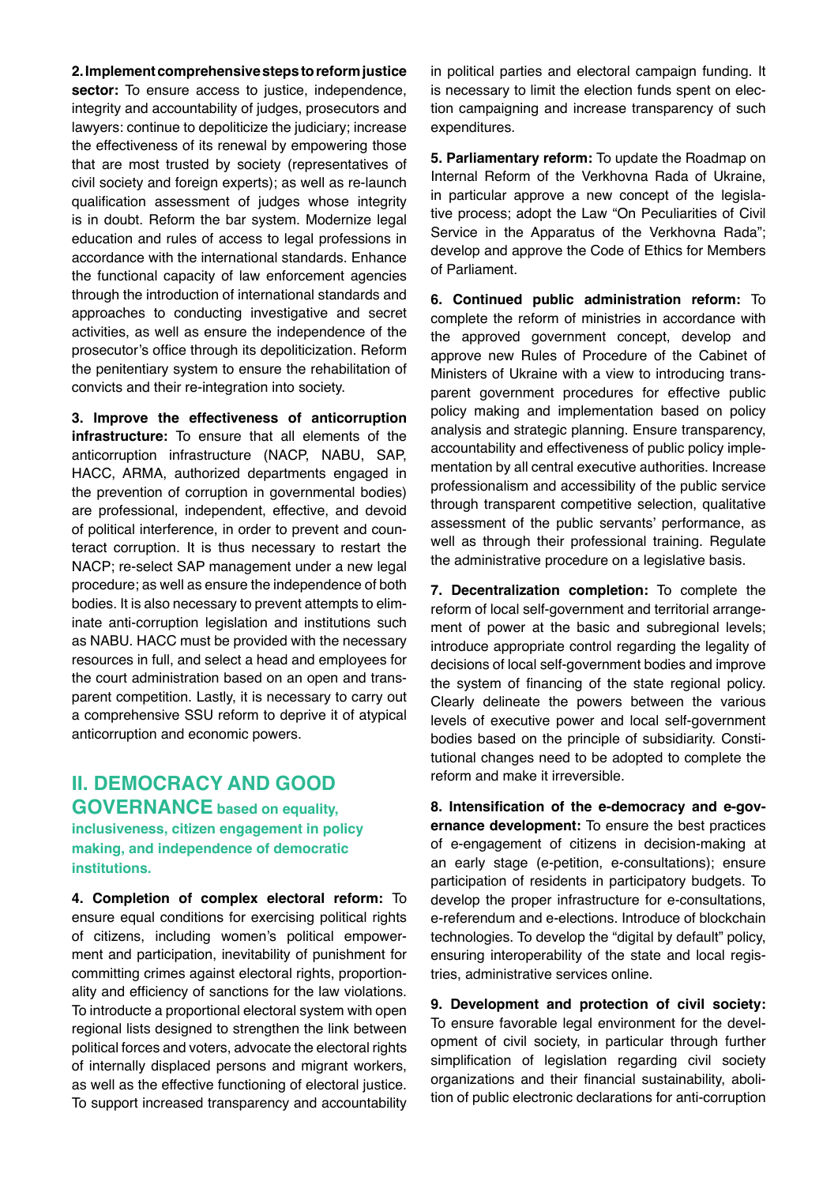**2. Implement comprehensive steps to reform justice sector:** To ensure access to justice, independence, integrity and accountability of judges, prosecutors and lawyers: continue to depoliticize the judiciary; increase the effectiveness of its renewal by empowering those that are most trusted by society (representatives of civil society and foreign experts); as well as re-launch qualification assessment of judges whose integrity is in doubt. Reform the bar system. Modernize legal education and rules of access to legal professions in accordance with the international standards. Enhance the functional capacity of law enforcement agencies through the introduction of international standards and approaches to conducting investigative and secret activities, as well as ensure the independence of the prosecutor's office through its depoliticization. Reform the penitentiary system to ensure the rehabilitation of convicts and their re-integration into society.

**3. Improve the effectiveness of anticorruption infrastructure:** To ensure that all elements of the anticorruption infrastructure (NACP, NABU, SAP, HACC, ARMA, authorized departments engaged in the prevention of corruption in governmental bodies) are professional, independent, effective, and devoid of political interference, in order to prevent and counteract corruption. It is thus necessary to restart the NACP; re-select SAP management under a new legal procedure; as well as ensure the independence of both bodies. It is also necessary to prevent attempts to eliminate anti-corruption legislation and institutions such as NABU. HACC must be provided with the necessary resources in full, and select a head and employees for the court administration based on an open and transparent competition. Lastly, it is necessary to carry out a comprehensive SSU reform to deprive it of atypical anticorruption and economic powers.

## II. DEMOCRACY AND GOOD GOVERNANCE based on equality, inclusiveness, citizen engagement in policy making, and independence of democratic institutions.

**4. Completion of complex electoral reform:** To ensure equal conditions for exercising political rights of citizens, including women's political empowerment and participation, inevitability of punishment for committing crimes against electoral rights, proportionality and efficiency of sanctions for the law violations. To introducte a proportional electoral system with open regional lists designed to strengthen the link between political forces and voters, advocate the electoral rights of internally displaced persons and migrant workers, as well as the effective functioning of electoral justice. To support increased transparency and accountability in political parties and electoral campaign funding. It is necessary to limit the election funds spent on election campaigning and increase transparency of such expenditures.

**5. Parliamentary reform:** To update the Roadmap on Internal Reform of the Verkhovna Rada of Ukraine, in particular approve a new concept of the legislative process; adopt the Law "On Peculiarities of Civil Service in the Apparatus of the Verkhovna Rada"; develop and approve the Code of Ethics for Members of Parliament.

**6. Continued public administration reform:** To complete the reform of ministries in accordance with the approved government concept, develop and approve new Rules of Procedure of the Cabinet of Ministers of Ukraine with a view to introducing transparent government procedures for effective public policy making and implementation based on policy analysis and strategic planning. Ensure transparency, accountability and effectiveness of public policy implementation by all central executive authorities. Increase professionalism and accessibility of the public service through transparent competitive selection, qualitative assessment of the public servants' performance, as well as through their professional training. Regulate the administrative procedure on a legislative basis.

**7. Decentralization completion:** To complete the reform of local self-government and territorial arrangement of power at the basic and subregional levels; introduce appropriate control regarding the legality of decisions of local self-government bodies and improve the system of financing of the state regional policy. Clearly delineate the powers between the various levels of executive power and local self-government bodies based on the principle of subsidiarity. Constitutional changes need to be adopted to complete the reform and make it irreversible.

**8. Intensification of the e-democracy and e-governance development:** To ensure the best practices of e-engagement of citizens in decision-making at an early stage (e-petition, e-consultations); ensure participation of residents in participatory budgets. To develop the proper infrastructure for e-consultations, e-referendum and e-elections. Introduce of blockchain technologies. To develop the "digital by default" policy, ensuring interoperability of the state and local registries, administrative services online.

**9. Development and protection of civil society:** To ensure favorable legal environment for the development of civil society, in particular through further simplification of legislation regarding civil society organizations and their financial sustainability, abolition of public electronic declarations for anti-corruption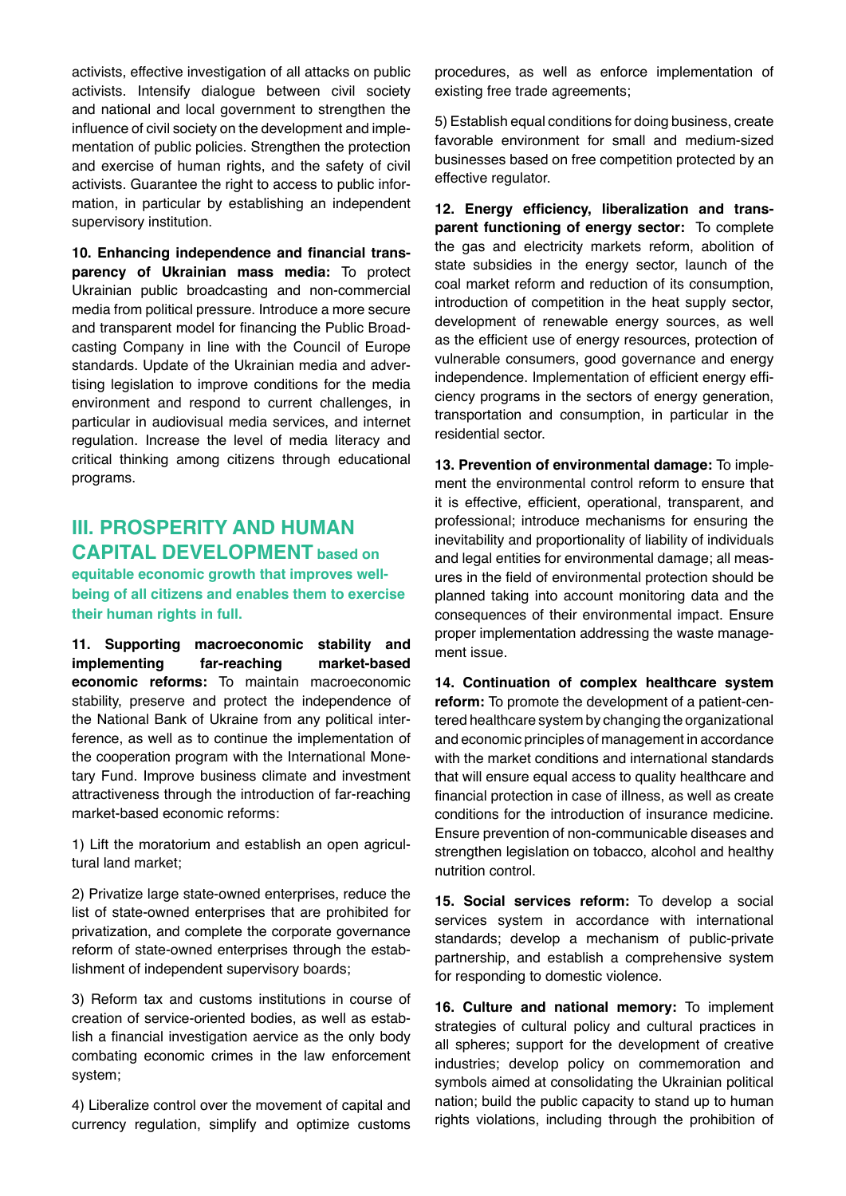activists, effective investigation of all attacks on public activists. Intensify dialogue between civil society and national and local government to strengthen the influence of civil society on the development and implementation of public policies. Strengthen the protection and exercise of human rights, and the safety of civil activists. Guarantee the right to access to public information, in particular by establishing an independent supervisory institution.

**10. Enhancing independence and financial transparency of Ukrainian mass media:** To protect Ukrainian public broadcasting and non-commercial media from political pressure. Introduce a more secure and transparent model for financing the Public Broadcasting Company in line with the Council of Europe standards. Update of the Ukrainian media and advertising legislation to improve conditions for the media environment and respond to current challenges, in particular in audiovisual media services, and internet regulation. Increase the level of media literacy and critical thinking among citizens through educational programs.

## III. PROSPERITY AND HUMAN CAPITAL DEVELOPMENT based on equitable economic growth that improves well-being of all citizens and enables them to exercise their human rights in full.

**11. Supporting macroeconomic stability and implementing far-reaching market-based economic reforms:** To maintain macroeconomic stability, preserve and protect the independence of the National Bank of Ukraine from any political interference, as well as to continue the implementation of the cooperation program with the International Monetary Fund. Improve business climate and investment attractiveness through the introduction of far-reaching market-based economic reforms:

1) Lift the moratorium and establish an open agricultural land market;

2) Privatize large state-owned enterprises, reduce the list of state-owned enterprises that are prohibited for privatization, and complete the corporate governance reform of state-owned enterprises through the establishment of independent supervisory boards;

3) Reform tax and customs institutions in course of creation of service-oriented bodies, as well as establish a financial investigation aervice as the only body combating economic crimes in the law enforcement system;

4) Liberalize control over the movement of capital and currency regulation, simplify and optimize customs procedures, as well as enforce implementation of existing free trade agreements;

5) Establish equal conditions for doing business, create favorable environment for small and medium-sized businesses based on free competition protected by an effective regulator.

**12. Energy efficiency, liberalization and transparent functioning of energy sector:** To complete the gas and electricity markets reform, abolition of state subsidies in the energy sector, launch of the coal market reform and reduction of its consumption, introduction of competition in the heat supply sector, development of renewable energy sources, as well as the efficient use of energy resources, protection of vulnerable consumers, good governance and energy independence. Implementation of efficient energy efficiency programs in the sectors of energy generation, transportation and consumption, in particular in the residential sector.

**13. Prevention of environmental damage:** To implement the environmental control reform to ensure that it is effective, efficient, operational, transparent, and professional; introduce mechanisms for ensuring the inevitability and proportionality of liability of individuals and legal entities for environmental damage; all measures in the field of environmental protection should be planned taking into account monitoring data and the consequences of their environmental impact. Ensure proper implementation addressing the waste management issue.

**14. Continuation of complex healthcare system reform:** To promote the development of a patient-centered healthcare system by changing the organizational and economic principles of management in accordance with the market conditions and international standards that will ensure equal access to quality healthcare and financial protection in case of illness, as well as create conditions for the introduction of insurance medicine. Ensure prevention of non-communicable diseases and strengthen legislation on tobacco, alcohol and healthy nutrition control.

**15. Social services reform:** To develop a social services system in accordance with international standards; develop a mechanism of public-private partnership, and establish a comprehensive system for responding to domestic violence.

**16. Culture and national memory:** To implement strategies of cultural policy and cultural practices in all spheres; support for the development of creative industries; develop policy on commemoration and symbols aimed at consolidating the Ukrainian political nation; build the public capacity to stand up to human rights violations, including through the prohibition of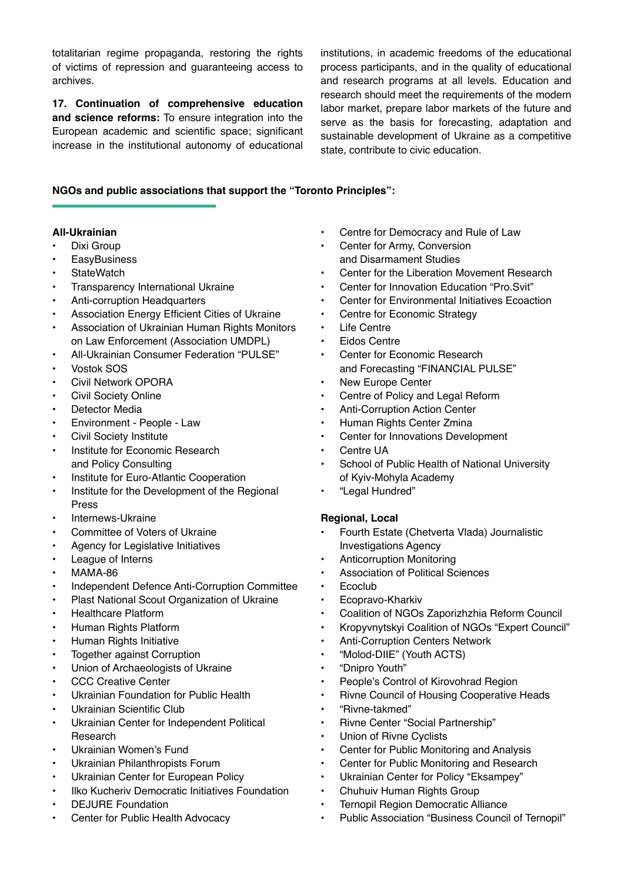totalitarian regime propaganda, restoring the rights of victims of repression and guaranteeing access to archives.

**17. Continuation of comprehensive education and science reforms:** To ensure integration into the European academic and scientific space; significant increase in the institutional autonomy of educational institutions, in academic freedoms of the educational process participants, and in the quality of educational and research programs at all levels. Education and research should meet the requirements of the modern labor market, prepare labor markets of the future and serve as the basis for forecasting, adaptation and sustainable development of Ukraine as a competitive state, contribute to civic education.

**NGOs and public associations that support the "Toronto Principles":**

**All-Ukrainian**

- Dixi Group
- EasyBusiness
- StateWatch
- Transparency International Ukraine
- Anti-corruption Headquarters
- Association Energy Efficient Cities of Ukraine
- Association of Ukrainian Human Rights Monitors on Law Enforcement (Association UMDPL)
- All-Ukrainian Consumer Federation "PULSE"
- Vostok SOS
- Civil Network OPORA
- Civil Society Online
- Detector Media
- Environment - People - Law
- Civil Society Institute
- Institute for Economic Research and Policy Consulting
- Institute for Euro-Atlantic Cooperation
- Institute for the Development of the Regional Press
- Internews-Ukraine
- Committee of Voters of Ukraine
- Agency for Legislative Initiatives
- League of Interns
- MAMA-86
- Independent Defence Anti-Corruption Committee
- Plast National Scout Organization of Ukraine
- Healthcare Platform
- Human Rights Platform
- Human Rights Initiative
- Together against Corruption
- Union of Archaeologists of Ukraine
- CCC Creative Center
- Ukrainian Foundation for Public Health
- Ukrainian Scientific Club
- Ukrainian Center for Independent Political Research
- Ukrainian Women's Fund
- Ukrainian Philanthropists Forum
- Ukrainian Center for European Policy
- Ilko Kucheriv Democratic Initiatives Foundation
- DEJURE Foundation
- Center for Public Health Advocacy
- Centre for Democracy and Rule of Law
- Center for Army, Conversion and Disarmament Studies
- Center for the Liberation Movement Research
- Center for Innovation Education "Pro.Svit"
- Center for Environmental Initiatives Ecoaction
- Centre for Economic Strategy
- Life Centre
- Eidos Centre
- Center for Economic Research and Forecasting "FINANCIAL PULSE"
- New Europe Center
- Centre of Policy and Legal Reform
- Anti-Corruption Action Center
- Human Rights Center Zmina
- Center for Innovations Development
- Centre UA
- School of Public Health of National University of Kyiv-Mohyla Academy
- "Legal Hundred"

**Regional, Local**

- Fourth Estate (Chetverta Vlada) Journalistic Investigations Agency
- Anticorruption Monitoring
- Association of Political Sciences
- Ecoclub
- Ecopravo-Kharkiv
- Coalition of NGOs Zaporizhzhia Reform Council
- Kropyvnytskyi Coalition of NGOs "Expert Council"
- Anti-Corruption Centers Network
- "Molod-DIIE" (Youth ACTS)
- "Dnipro Youth"
- People's Control of Kirovohrad Region
- Rivne Council of Housing Cooperative Heads
- "Rivne-takmed"
- Rivne Center "Social Partnership"
- Union of Rivne Cyclists
- Center for Public Monitoring and Analysis
- Center for Public Monitoring and Research
- Ukrainian Center for Policy "Eksampey"
- Chuhuiv Human Rights Group
- Ternopil Region Democratic Alliance
- Public Association "Business Council of Ternopil"